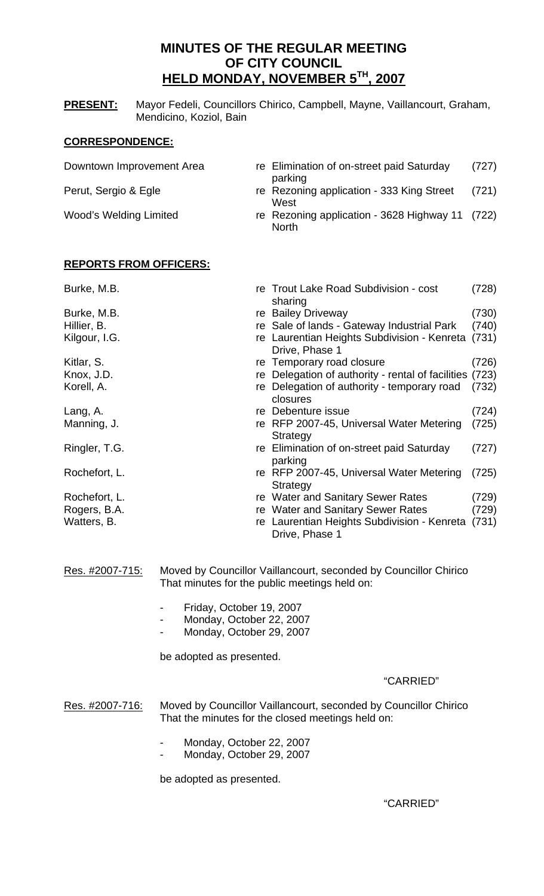# MINUTES OF THE REGULAR MEETING OF CITY COUNCIL HELD MONDAY, NOVEMBER 5TH, 2007

**PRESENT:** Mayor Fedeli, Councillors Chirico, Campbell, Mayne, Vaillancourt, Graham, Mendicino, Koziol, Bain

## CORRESPONDENCE:

| | | |
|---|---|---|
| Downtown Improvement Area | re Elimination of on-street paid Saturday parking | (727) |
| Perut, Sergio & Egle | re Rezoning application - 333 King Street West | (721) |
| Wood's Welding Limited | re Rezoning application - 3628 Highway 11 North | (722) |

## REPORTS FROM OFFICERS:

| | | |
|---|---|---|
| Burke, M.B. | re Trout Lake Road Subdivision - cost sharing | (728) |
| Burke, M.B. | re Bailey Driveway | (730) |
| Hillier, B. | re Sale of lands - Gateway Industrial Park | (740) |
| Kilgour, I.G. | re Laurentian Heights Subdivision - Kenreta Drive, Phase 1 | (731) |
| Kitlar, S. | re Temporary road closure | (726) |
| Knox, J.D. | re Delegation of authority - rental of facilities | (723) |
| Korell, A. | re Delegation of authority - temporary road closures | (732) |
| Lang, A. | re Debenture issue | (724) |
| Manning, J. | re RFP 2007-45, Universal Water Metering Strategy | (725) |
| Ringler, T.G. | re Elimination of on-street paid Saturday parking | (727) |
| Rochefort, L. | re RFP 2007-45, Universal Water Metering Strategy | (725) |
| Rochefort, L. | re Water and Sanitary Sewer Rates | (729) |
| Rogers, B.A. | re Water and Sanitary Sewer Rates | (729) |
| Watters, B. | re Laurentian Heights Subdivision - Kenreta Drive, Phase 1 | (731) |

Res. #2007-715: Moved by Councillor Vaillancourt, seconded by Councillor Chirico That minutes for the public meetings held on:

- Friday, October 19, 2007
- Monday, October 22, 2007
- Monday, October 29, 2007

be adopted as presented.

"CARRIED"

Res. #2007-716: Moved by Councillor Vaillancourt, seconded by Councillor Chirico That the minutes for the closed meetings held on:

- Monday, October 22, 2007
- Monday, October 29, 2007

be adopted as presented.

"CARRIED"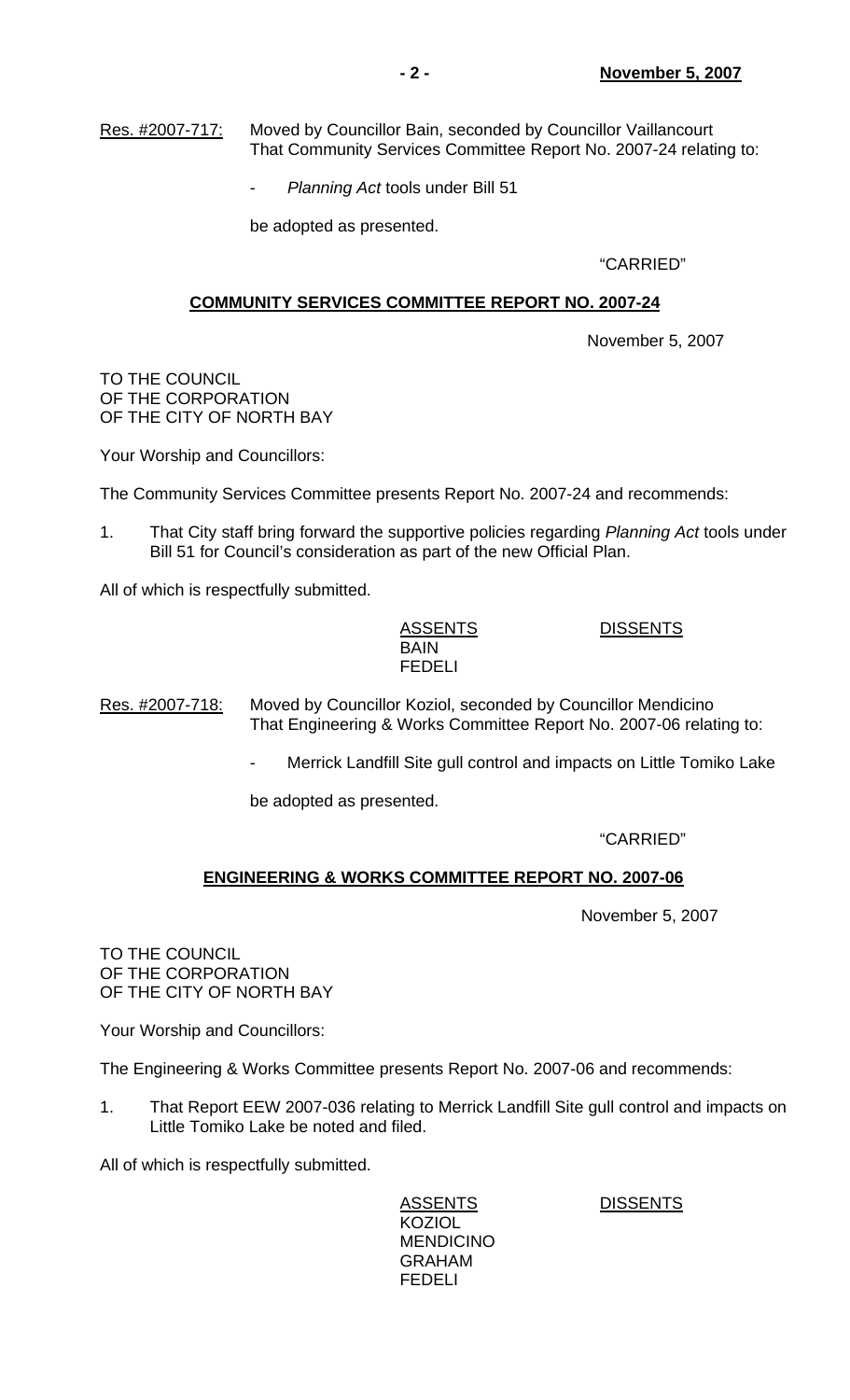Res. #2007-717: Moved by Councillor Bain, seconded by Councillor Vaillancourt That Community Services Committee Report No. 2007-24 relating to:

- *Planning Act* tools under Bill 51

be adopted as presented.

"CARRIED"

**COMMUNITY SERVICES COMMITTEE REPORT NO. 2007-24**

November 5, 2007

TO THE COUNCIL
OF THE CORPORATION
OF THE CITY OF NORTH BAY

Your Worship and Councillors:

The Community Services Committee presents Report No. 2007-24 and recommends:

1. That City staff bring forward the supportive policies regarding *Planning Act* tools under Bill 51 for Council's consideration as part of the new Official Plan.

All of which is respectfully submitted.

| ASSENTS | DISSENTS |
|---|---|
| BAIN | |
| FEDELI | |

Res. #2007-718: Moved by Councillor Koziol, seconded by Councillor Mendicino That Engineering & Works Committee Report No. 2007-06 relating to:

- Merrick Landfill Site gull control and impacts on Little Tomiko Lake

be adopted as presented.

"CARRIED"

**ENGINEERING & WORKS COMMITTEE REPORT NO. 2007-06**

November 5, 2007

TO THE COUNCIL
OF THE CORPORATION
OF THE CITY OF NORTH BAY

Your Worship and Councillors:

The Engineering & Works Committee presents Report No. 2007-06 and recommends:

1. That Report EEW 2007-036 relating to Merrick Landfill Site gull control and impacts on Little Tomiko Lake be noted and filed.

All of which is respectfully submitted.

| ASSENTS | DISSENTS |
|---|---|
| KOZIOL | |
| MENDICINO | |
| GRAHAM | |
| FEDELI | |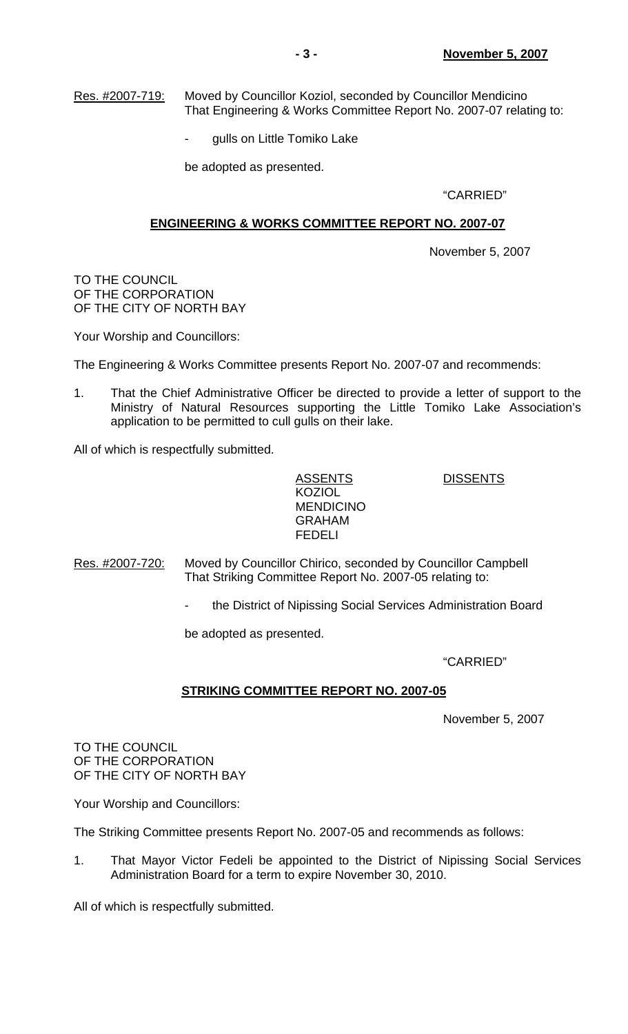Res. #2007-719: Moved by Councillor Koziol, seconded by Councillor Mendicino That Engineering & Works Committee Report No. 2007-07 relating to:

- gulls on Little Tomiko Lake

be adopted as presented.

"CARRIED"

## ENGINEERING & WORKS COMMITTEE REPORT NO. 2007-07

November 5, 2007

TO THE COUNCIL
OF THE CORPORATION
OF THE CITY OF NORTH BAY

Your Worship and Councillors:

The Engineering & Works Committee presents Report No. 2007-07 and recommends:

1. That the Chief Administrative Officer be directed to provide a letter of support to the Ministry of Natural Resources supporting the Little Tomiko Lake Association's application to be permitted to cull gulls on their lake.

All of which is respectfully submitted.

| ASSENTS | DISSENTS |
| --- | --- |
| KOZIOL | |
| MENDICINO | |
| GRAHAM | |
| FEDELI | |

Res. #2007-720: Moved by Councillor Chirico, seconded by Councillor Campbell That Striking Committee Report No. 2007-05 relating to:

- the District of Nipissing Social Services Administration Board

be adopted as presented.

"CARRIED"

## STRIKING COMMITTEE REPORT NO. 2007-05

November 5, 2007

TO THE COUNCIL
OF THE CORPORATION
OF THE CITY OF NORTH BAY

Your Worship and Councillors:

The Striking Committee presents Report No. 2007-05 and recommends as follows:

1. That Mayor Victor Fedeli be appointed to the District of Nipissing Social Services Administration Board for a term to expire November 30, 2010.

All of which is respectfully submitted.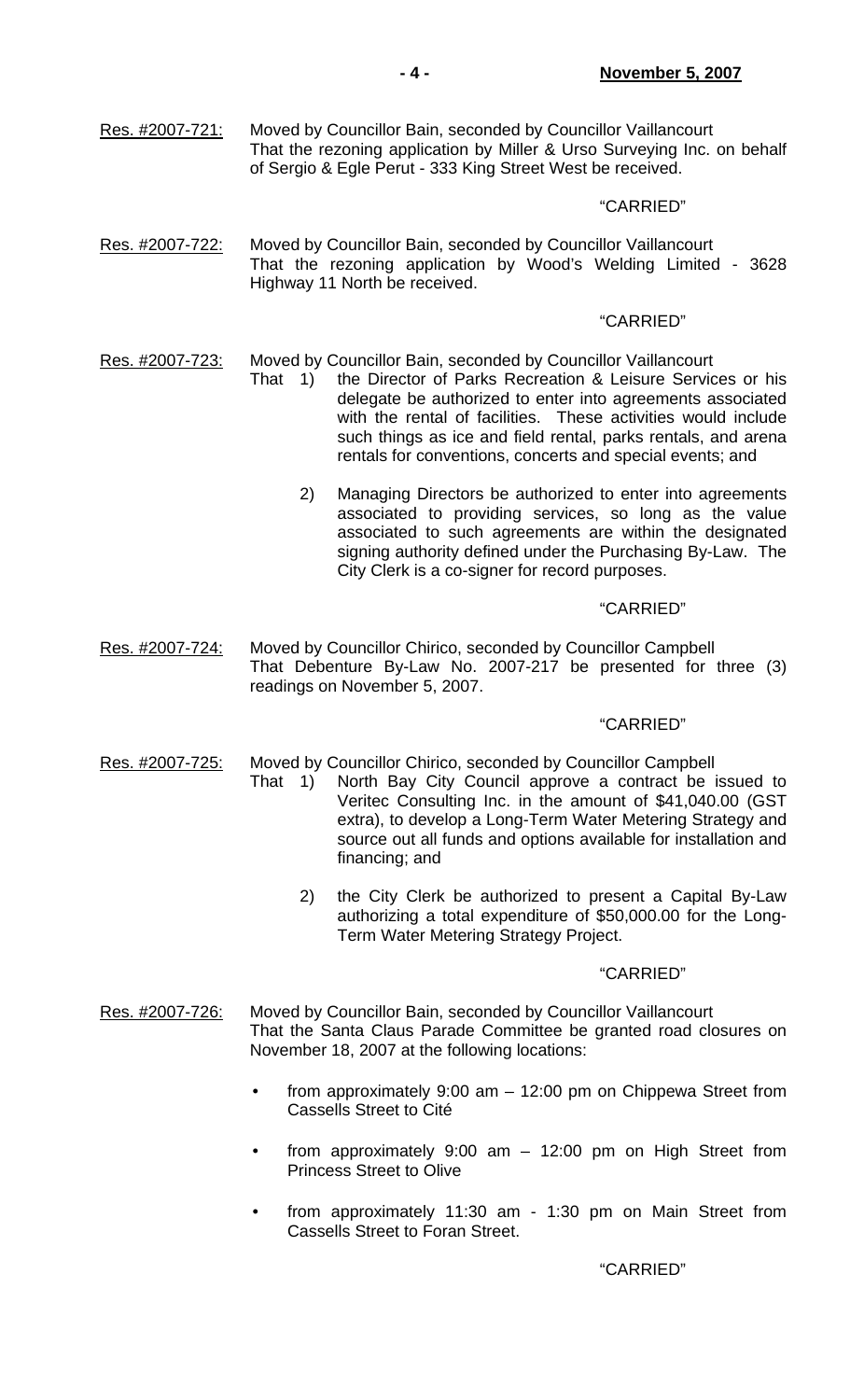Res. #2007-721: Moved by Councillor Bain, seconded by Councillor Vaillancourt
That the rezoning application by Miller & Urso Surveying Inc. on behalf of Sergio & Egle Perut - 333 King Street West be received.

"CARRIED"

Res. #2007-722: Moved by Councillor Bain, seconded by Councillor Vaillancourt
That the rezoning application by Wood's Welding Limited - 3628 Highway 11 North be received.

"CARRIED"

Res. #2007-723: Moved by Councillor Bain, seconded by Councillor Vaillancourt
That 1) the Director of Parks Recreation & Leisure Services or his delegate be authorized to enter into agreements associated with the rental of facilities. These activities would include such things as ice and field rental, parks rentals, and arena rentals for conventions, concerts and special events; and

2) Managing Directors be authorized to enter into agreements associated to providing services, so long as the value associated to such agreements are within the designated signing authority defined under the Purchasing By-Law. The City Clerk is a co-signer for record purposes.

"CARRIED"

Res. #2007-724: Moved by Councillor Chirico, seconded by Councillor Campbell
That Debenture By-Law No. 2007-217 be presented for three (3) readings on November 5, 2007.

"CARRIED"

Res. #2007-725: Moved by Councillor Chirico, seconded by Councillor Campbell
That 1) North Bay City Council approve a contract be issued to Veritec Consulting Inc. in the amount of $41,040.00 (GST extra), to develop a Long-Term Water Metering Strategy and source out all funds and options available for installation and financing; and

2) the City Clerk be authorized to present a Capital By-Law authorizing a total expenditure of $50,000.00 for the Long-Term Water Metering Strategy Project.

"CARRIED"

Res. #2007-726: Moved by Councillor Bain, seconded by Councillor Vaillancourt
That the Santa Claus Parade Committee be granted road closures on November 18, 2007 at the following locations:

- from approximately 9:00 am – 12:00 pm on Chippewa Street from Cassells Street to Cité
- from approximately 9:00 am – 12:00 pm on High Street from Princess Street to Olive
- from approximately 11:30 am - 1:30 pm on Main Street from Cassells Street to Foran Street.

"CARRIED"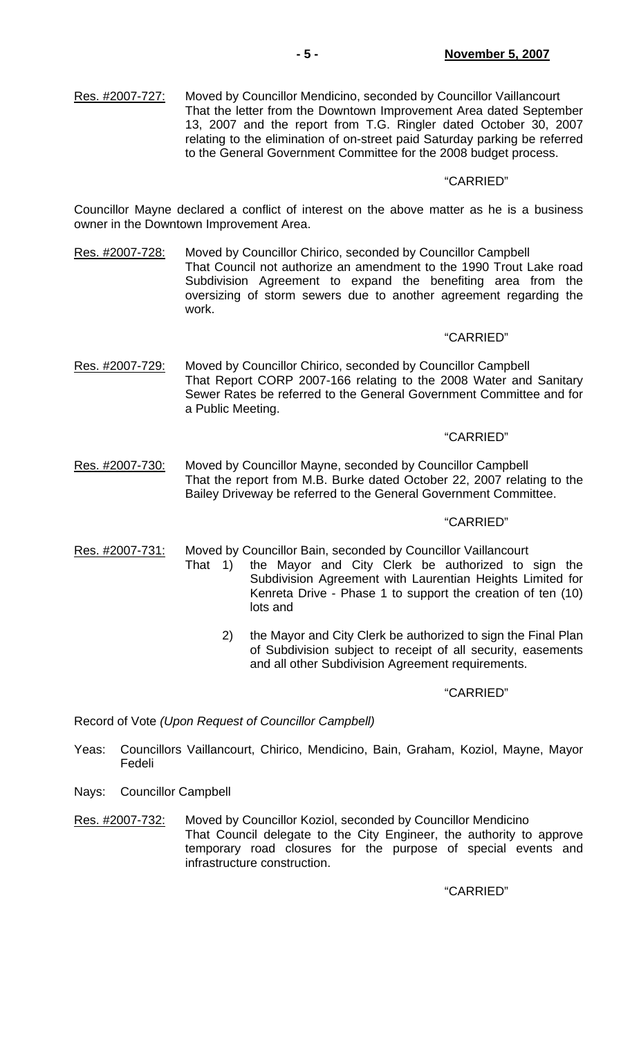Res. #2007-727: Moved by Councillor Mendicino, seconded by Councillor Vaillancourt
That the letter from the Downtown Improvement Area dated September 13, 2007 and the report from T.G. Ringler dated October 30, 2007 relating to the elimination of on-street paid Saturday parking be referred to the General Government Committee for the 2008 budget process.

"CARRIED"

Councillor Mayne declared a conflict of interest on the above matter as he is a business owner in the Downtown Improvement Area.

Res. #2007-728: Moved by Councillor Chirico, seconded by Councillor Campbell
That Council not authorize an amendment to the 1990 Trout Lake road Subdivision Agreement to expand the benefiting area from the oversizing of storm sewers due to another agreement regarding the work.

"CARRIED"

Res. #2007-729: Moved by Councillor Chirico, seconded by Councillor Campbell
That Report CORP 2007-166 relating to the 2008 Water and Sanitary Sewer Rates be referred to the General Government Committee and for a Public Meeting.

"CARRIED"

Res. #2007-730: Moved by Councillor Mayne, seconded by Councillor Campbell
That the report from M.B. Burke dated October 22, 2007 relating to the Bailey Driveway be referred to the General Government Committee.

"CARRIED"

Res. #2007-731: Moved by Councillor Bain, seconded by Councillor Vaillancourt
That 1) the Mayor and City Clerk be authorized to sign the Subdivision Agreement with Laurentian Heights Limited for Kenreta Drive - Phase 1 to support the creation of ten (10) lots and

2) the Mayor and City Clerk be authorized to sign the Final Plan of Subdivision subject to receipt of all security, easements and all other Subdivision Agreement requirements.

"CARRIED"

Record of Vote *(Upon Request of Councillor Campbell)*

Yeas: Councillors Vaillancourt, Chirico, Mendicino, Bain, Graham, Koziol, Mayne, Mayor Fedeli

Nays: Councillor Campbell

Res. #2007-732: Moved by Councillor Koziol, seconded by Councillor Mendicino
That Council delegate to the City Engineer, the authority to approve temporary road closures for the purpose of special events and infrastructure construction.

"CARRIED"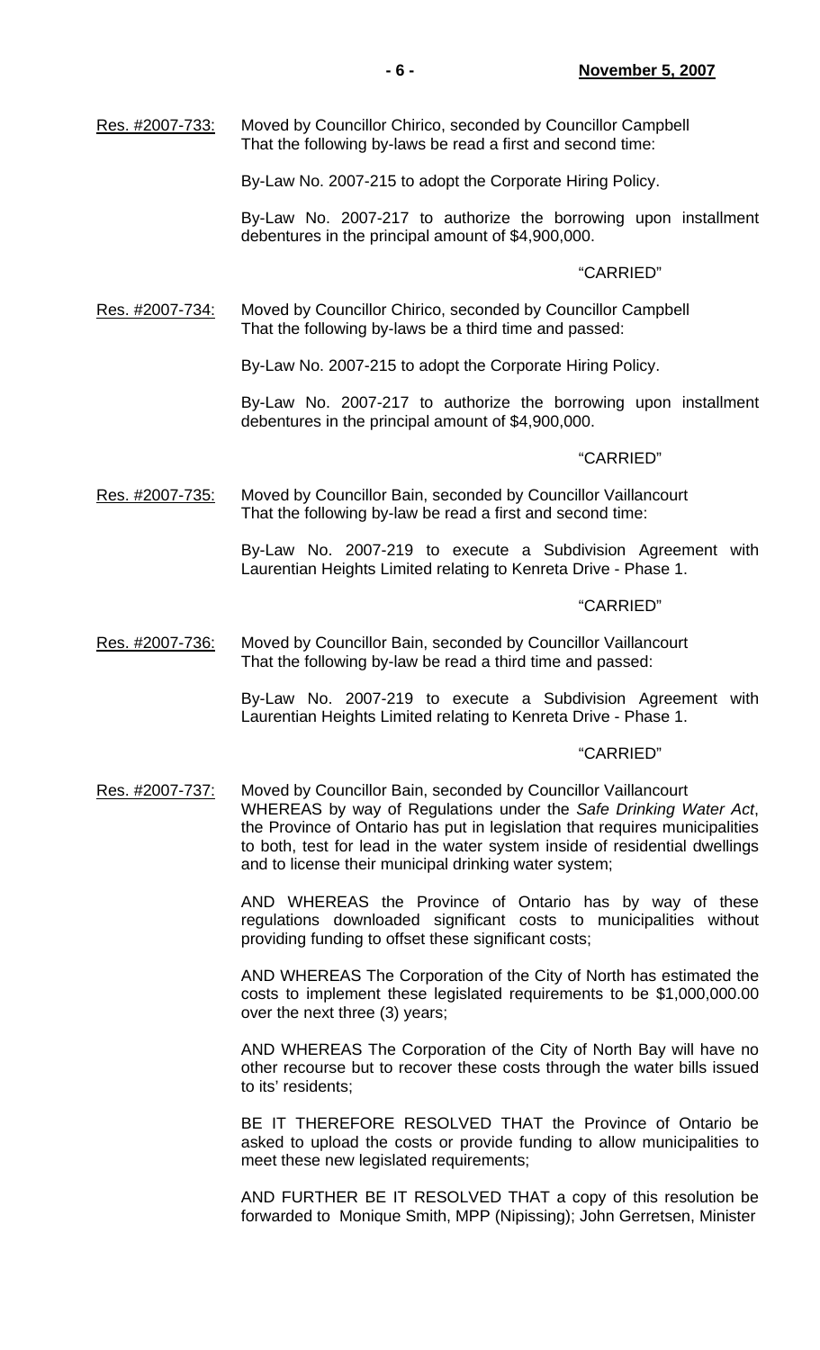Res. #2007-733: Moved by Councillor Chirico, seconded by Councillor Campbell
That the following by-laws be read a first and second time:

By-Law No. 2007-215 to adopt the Corporate Hiring Policy.

By-Law No. 2007-217 to authorize the borrowing upon installment debentures in the principal amount of $4,900,000.

"CARRIED"

Res. #2007-734: Moved by Councillor Chirico, seconded by Councillor Campbell
That the following by-laws be a third time and passed:

By-Law No. 2007-215 to adopt the Corporate Hiring Policy.

By-Law No. 2007-217 to authorize the borrowing upon installment debentures in the principal amount of $4,900,000.

"CARRIED"

Res. #2007-735: Moved by Councillor Bain, seconded by Councillor Vaillancourt
That the following by-law be read a first and second time:

By-Law No. 2007-219 to execute a Subdivision Agreement with Laurentian Heights Limited relating to Kenreta Drive - Phase 1.

"CARRIED"

Res. #2007-736: Moved by Councillor Bain, seconded by Councillor Vaillancourt
That the following by-law be read a third time and passed:

By-Law No. 2007-219 to execute a Subdivision Agreement with Laurentian Heights Limited relating to Kenreta Drive - Phase 1.

"CARRIED"

Res. #2007-737: Moved by Councillor Bain, seconded by Councillor Vaillancourt
WHEREAS by way of Regulations under the *Safe Drinking Water Act*, the Province of Ontario has put in legislation that requires municipalities to both, test for lead in the water system inside of residential dwellings and to license their municipal drinking water system;

AND WHEREAS the Province of Ontario has by way of these regulations downloaded significant costs to municipalities without providing funding to offset these significant costs;

AND WHEREAS The Corporation of the City of North has estimated the costs to implement these legislated requirements to be $1,000,000.00 over the next three (3) years;

AND WHEREAS The Corporation of the City of North Bay will have no other recourse but to recover these costs through the water bills issued to its' residents;

BE IT THEREFORE RESOLVED THAT the Province of Ontario be asked to upload the costs or provide funding to allow municipalities to meet these new legislated requirements;

AND FURTHER BE IT RESOLVED THAT a copy of this resolution be forwarded to Monique Smith, MPP (Nipissing); John Gerretsen, Minister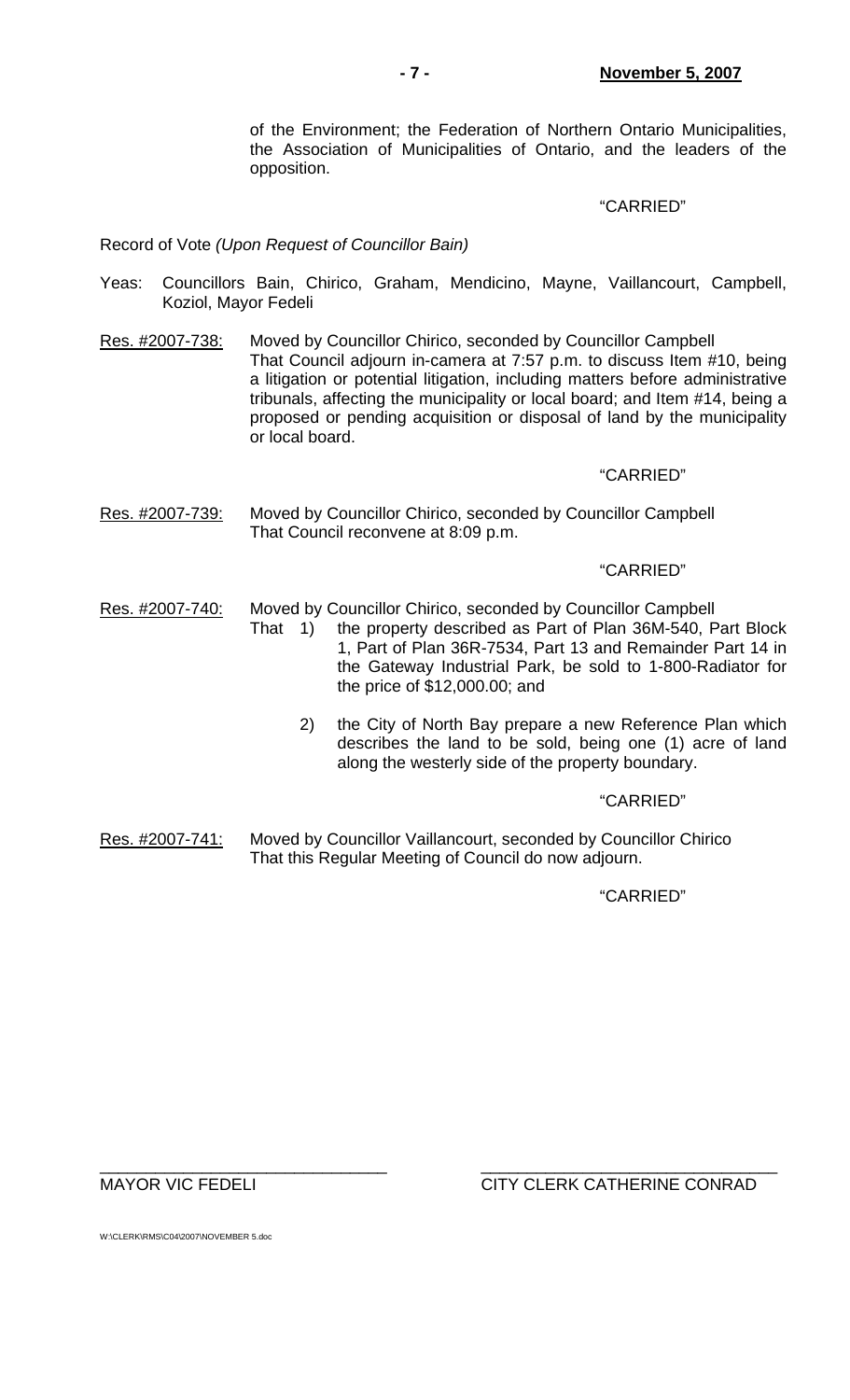of the Environment; the Federation of Northern Ontario Municipalities, the Association of Municipalities of Ontario, and the leaders of the opposition.

"CARRIED"

Record of Vote *(Upon Request of Councillor Bain)*

Yeas: Councillors Bain, Chirico, Graham, Mendicino, Mayne, Vaillancourt, Campbell, Koziol, Mayor Fedeli

Res. #2007-738: Moved by Councillor Chirico, seconded by Councillor Campbell
That Council adjourn in-camera at 7:57 p.m. to discuss Item #10, being a litigation or potential litigation, including matters before administrative tribunals, affecting the municipality or local board; and Item #14, being a proposed or pending acquisition or disposal of land by the municipality or local board.

"CARRIED"

Res. #2007-739: Moved by Councillor Chirico, seconded by Councillor Campbell
That Council reconvene at 8:09 p.m.

"CARRIED"

Res. #2007-740: Moved by Councillor Chirico, seconded by Councillor Campbell
That 1) the property described as Part of Plan 36M-540, Part Block 1, Part of Plan 36R-7534, Part 13 and Remainder Part 14 in the Gateway Industrial Park, be sold to 1-800-Radiator for the price of $12,000.00; and

2) the City of North Bay prepare a new Reference Plan which describes the land to be sold, being one (1) acre of land along the westerly side of the property boundary.

"CARRIED"

Res. #2007-741: Moved by Councillor Vaillancourt, seconded by Councillor Chirico
That this Regular Meeting of Council do now adjourn.

"CARRIED"

\_\_\_\_\_\_\_\_\_\_\_\_\_\_\_\_\_\_\_\_\_\_\_\_\_\_\_\_\_\_\_\_
MAYOR VIC FEDELI

\_\_\_\_\_\_\_\_\_\_\_\_\_\_\_\_\_\_\_\_\_\_\_\_\_\_\_\_\_\_\_\_
CITY CLERK CATHERINE CONRAD

W:\CLERK\RMS\C04\2007\NOVEMBER 5.doc